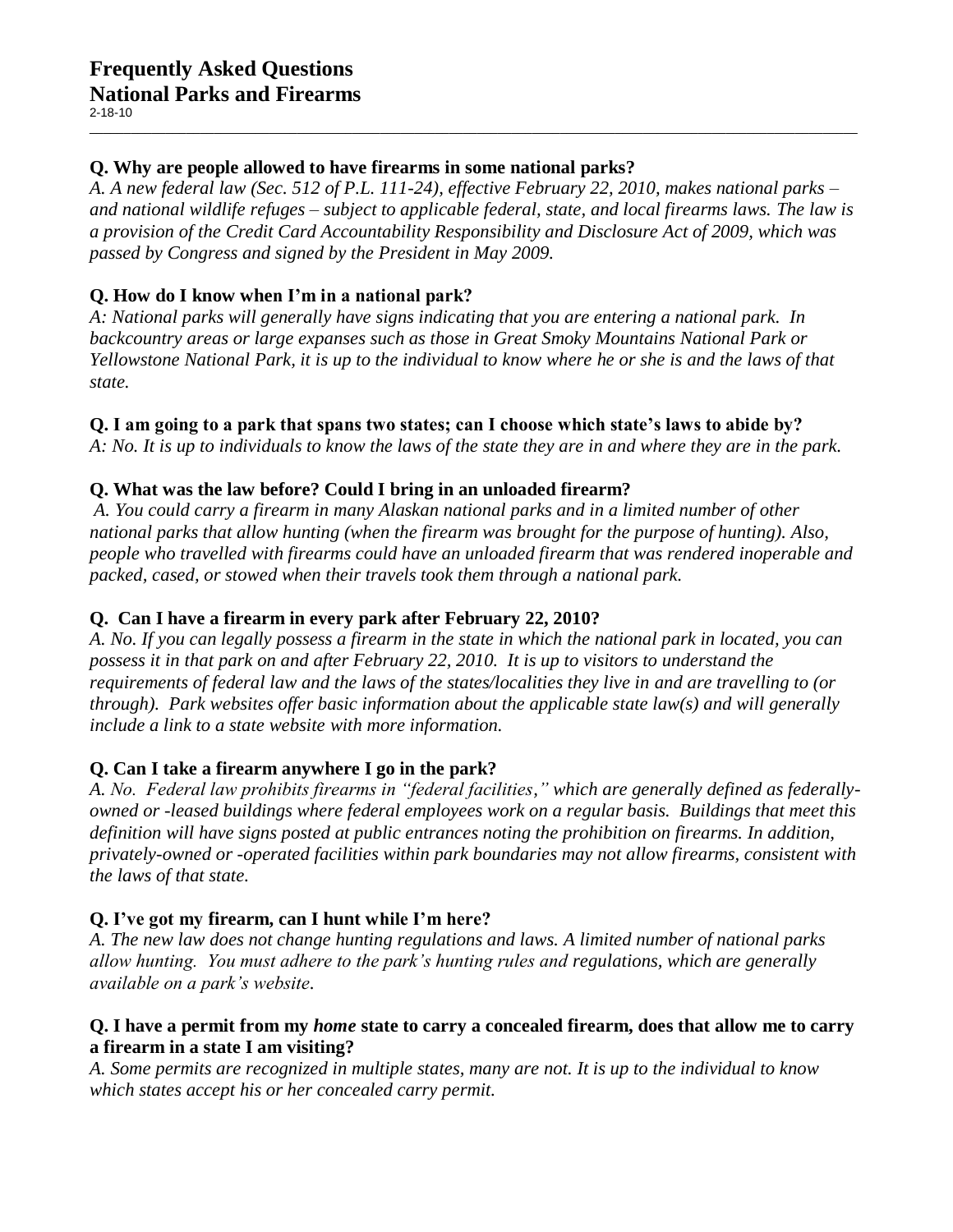# Frequently Asked Questions
# National Parks and Firearms

2-18-10

---

**Q. Why are people allowed to have firearms in some national parks?**

*A. A new federal law (Sec. 512 of P.L. 111-24), effective February 22, 2010, makes national parks – and national wildlife refuges – subject to applicable federal, state, and local firearms laws. The law is a provision of the Credit Card Accountability Responsibility and Disclosure Act of 2009, which was passed by Congress and signed by the President in May 2009.*

**Q. How do I know when I'm in a national park?**

*A: National parks will generally have signs indicating that you are entering a national park. In backcountry areas or large expanses such as those in Great Smoky Mountains National Park or Yellowstone National Park, it is up to the individual to know where he or she is and the laws of that state.*

**Q. I am going to a park that spans two states; can I choose which state's laws to abide by?**

*A: No. It is up to individuals to know the laws of the state they are in and where they are in the park.*

**Q. What was the law before? Could I bring in an unloaded firearm?**

*A. You could carry a firearm in many Alaskan national parks and in a limited number of other national parks that allow hunting (when the firearm was brought for the purpose of hunting). Also, people who travelled with firearms could have an unloaded firearm that was rendered inoperable and packed, cased, or stowed when their travels took them through a national park.*

**Q. Can I have a firearm in every park after February 22, 2010?**

*A. No. If you can legally possess a firearm in the state in which the national park in located, you can possess it in that park on and after February 22, 2010. It is up to visitors to understand the requirements of federal law and the laws of the states/localities they live in and are travelling to (or through). Park websites offer basic information about the applicable state law(s) and will generally include a link to a state website with more information.*

**Q. Can I take a firearm anywhere I go in the park?**

*A. No. Federal law prohibits firearms in "federal facilities," which are generally defined as federally-owned or -leased buildings where federal employees work on a regular basis. Buildings that meet this definition will have signs posted at public entrances noting the prohibition on firearms. In addition, privately-owned or -operated facilities within park boundaries may not allow firearms, consistent with the laws of that state.*

**Q. I've got my firearm, can I hunt while I'm here?**

*A. The new law does not change hunting regulations and laws. A limited number of national parks allow hunting. You must adhere to the park's hunting rules and regulations, which are generally available on a park's website.*

**Q. I have a permit from my *home* state to carry a concealed firearm, does that allow me to carry a firearm in a state I am visiting?**

*A. Some permits are recognized in multiple states, many are not. It is up to the individual to know which states accept his or her concealed carry permit.*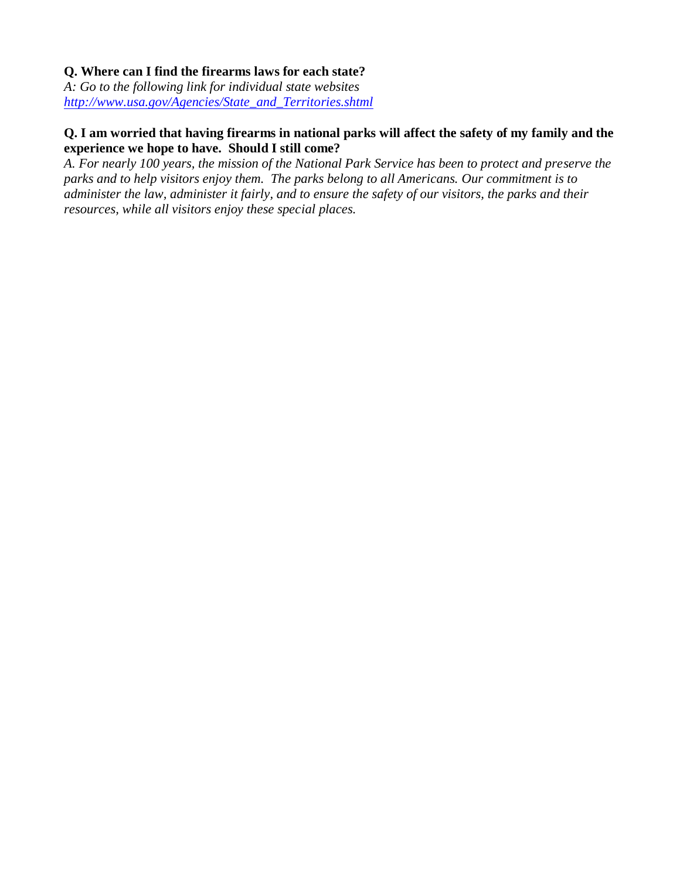**Q. Where can I find the firearms laws for each state?**

*A: Go to the following link for individual state websites*
*[http://www.usa.gov/Agencies/State_and_Territories.shtml](http://www.usa.gov/Agencies/State_and_Territories.shtml)*

**Q. I am worried that having firearms in national parks will affect the safety of my family and the experience we hope to have. Should I still come?**

*A. For nearly 100 years, the mission of the National Park Service has been to protect and preserve the parks and to help visitors enjoy them. The parks belong to all Americans. Our commitment is to administer the law, administer it fairly, and to ensure the safety of our visitors, the parks and their resources, while all visitors enjoy these special places.*